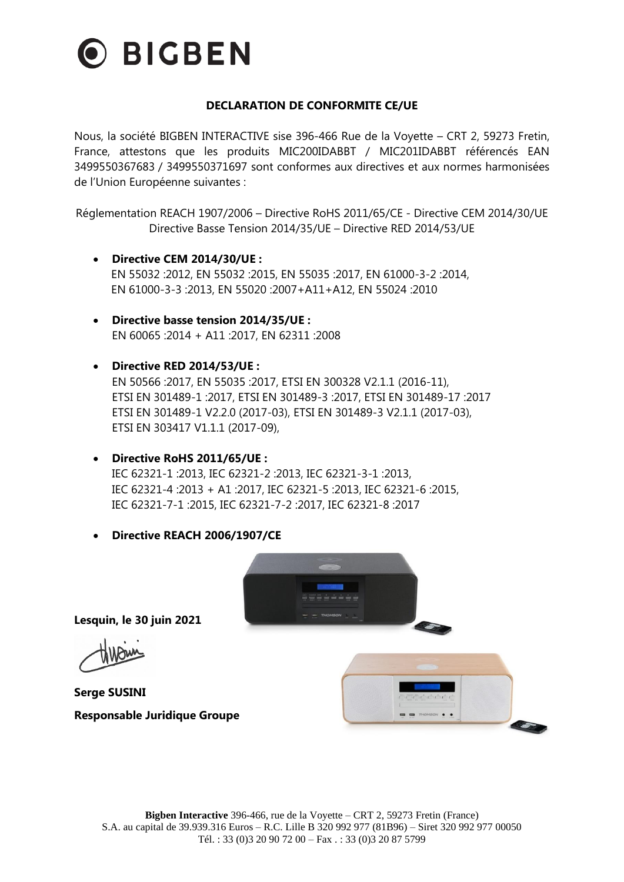# BIGBEN

## DECLARATION DE CONFORMITE CE/UE

Nous, la société BIGBEN INTERACTIVE sise 396-466 Rue de la Voyette – CRT 2, 59273 Fretin, France, attestons que les produits MIC200IDABBT / MIC201IDABBT référencés EAN 3499550367683 / 3499550371697 sont conformes aux directives et aux normes harmonisées de l'Union Européenne suivantes :

Réglementation REACH 1907/2006 – Directive RoHS 2011/65/CE - Directive CEM 2014/30/UE Directive Basse Tension 2014/35/UE – Directive RED 2014/53/UE

- **Directive CEM 2014/30/UE :**
  EN 55032 :2012, EN 55032 :2015, EN 55035 :2017, EN 61000-3-2 :2014, EN 61000-3-3 :2013, EN 55020 :2007+A11+A12, EN 55024 :2010

- **Directive basse tension 2014/35/UE :**
  EN 60065 :2014 + A11 :2017, EN 62311 :2008

- **Directive RED 2014/53/UE :**
  EN 50566 :2017, EN 55035 :2017, ETSI EN 300328 V2.1.1 (2016-11), ETSI EN 301489-1 :2017, ETSI EN 301489-3 :2017, ETSI EN 301489-17 :2017 ETSI EN 301489-1 V2.2.0 (2017-03), ETSI EN 301489-3 V2.1.1 (2017-03), ETSI EN 303417 V1.1.1 (2017-09),

- **Directive RoHS 2011/65/UE :**
  IEC 62321-1 :2013, IEC 62321-2 :2013, IEC 62321-3-1 :2013, IEC 62321-4 :2013 + A1 :2017, IEC 62321-5 :2013, IEC 62321-6 :2015, IEC 62321-7-1 :2015, IEC 62321-7-2 :2017, IEC 62321-8 :2017

- **Directive REACH 2006/1907/CE**

**Lesquin, le 30 juin 2021**

**Serge SUSINI**

**Responsable Juridique Groupe**

**Bigben Interactive** 396-466, rue de la Voyette – CRT 2, 59273 Fretin (France)
S.A. au capital de 39.939.316 Euros – R.C. Lille B 320 992 977 (81B96) – Siret 320 992 977 00050
Tél. : 33 (0)3 20 90 72 00 – Fax . : 33 (0)3 20 87 5799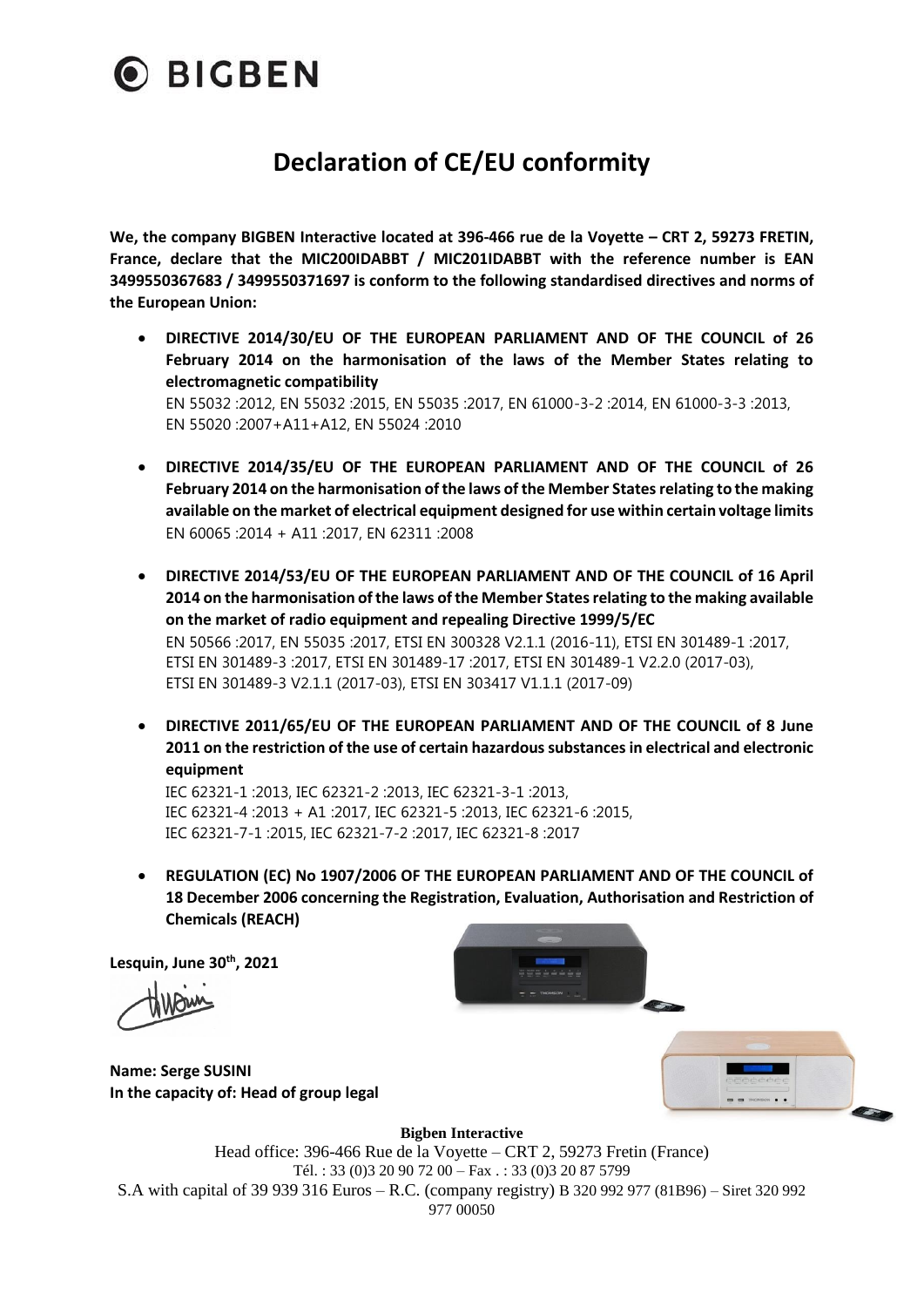# BIGBEN

## Declaration of CE/EU conformity

**We, the company BIGBEN Interactive located at 396-466 rue de la Voyette – CRT 2, 59273 FRETIN, France, declare that the MIC200IDABBT / MIC201IDABBT with the reference number is EAN 3499550367683 / 3499550371697 is conform to the following standardised directives and norms of the European Union:**

- **DIRECTIVE 2014/30/EU OF THE EUROPEAN PARLIAMENT AND OF THE COUNCIL of 26 February 2014 on the harmonisation of the laws of the Member States relating to electromagnetic compatibility**
  EN 55032 :2012, EN 55032 :2015, EN 55035 :2017, EN 61000-3-2 :2014, EN 61000-3-3 :2013, EN 55020 :2007+A11+A12, EN 55024 :2010

- **DIRECTIVE 2014/35/EU OF THE EUROPEAN PARLIAMENT AND OF THE COUNCIL of 26 February 2014 on the harmonisation of the laws of the Member States relating to the making available on the market of electrical equipment designed for use within certain voltage limits**
  EN 60065 :2014 + A11 :2017, EN 62311 :2008

- **DIRECTIVE 2014/53/EU OF THE EUROPEAN PARLIAMENT AND OF THE COUNCIL of 16 April 2014 on the harmonisation of the laws of the Member States relating to the making available on the market of radio equipment and repealing Directive 1999/5/EC**
  EN 50566 :2017, EN 55035 :2017, ETSI EN 300328 V2.1.1 (2016-11), ETSI EN 301489-1 :2017, ETSI EN 301489-3 :2017, ETSI EN 301489-17 :2017, ETSI EN 301489-1 V2.2.0 (2017-03), ETSI EN 301489-3 V2.1.1 (2017-03), ETSI EN 303417 V1.1.1 (2017-09)

- **DIRECTIVE 2011/65/EU OF THE EUROPEAN PARLIAMENT AND OF THE COUNCIL of 8 June 2011 on the restriction of the use of certain hazardous substances in electrical and electronic equipment**
  IEC 62321-1 :2013, IEC 62321-2 :2013, IEC 62321-3-1 :2013, IEC 62321-4 :2013 + A1 :2017, IEC 62321-5 :2013, IEC 62321-6 :2015, IEC 62321-7-1 :2015, IEC 62321-7-2 :2017, IEC 62321-8 :2017

- **REGULATION (EC) No 1907/2006 OF THE EUROPEAN PARLIAMENT AND OF THE COUNCIL of 18 December 2006 concerning the Registration, Evaluation, Authorisation and Restriction of Chemicals (REACH)**

**Lesquin, June 30th, 2021**

**Name: Serge SUSINI**
**In the capacity of: Head of group legal**

**Bigben Interactive**
Head office: 396-466 Rue de la Voyette – CRT 2, 59273 Fretin (France)
Tél. : 33 (0)3 20 90 72 00 – Fax . : 33 (0)3 20 87 5799
S.A with capital of 39 939 316 Euros – R.C. (company registry) B 320 992 977 (81B96) – Siret 320 992 977 00050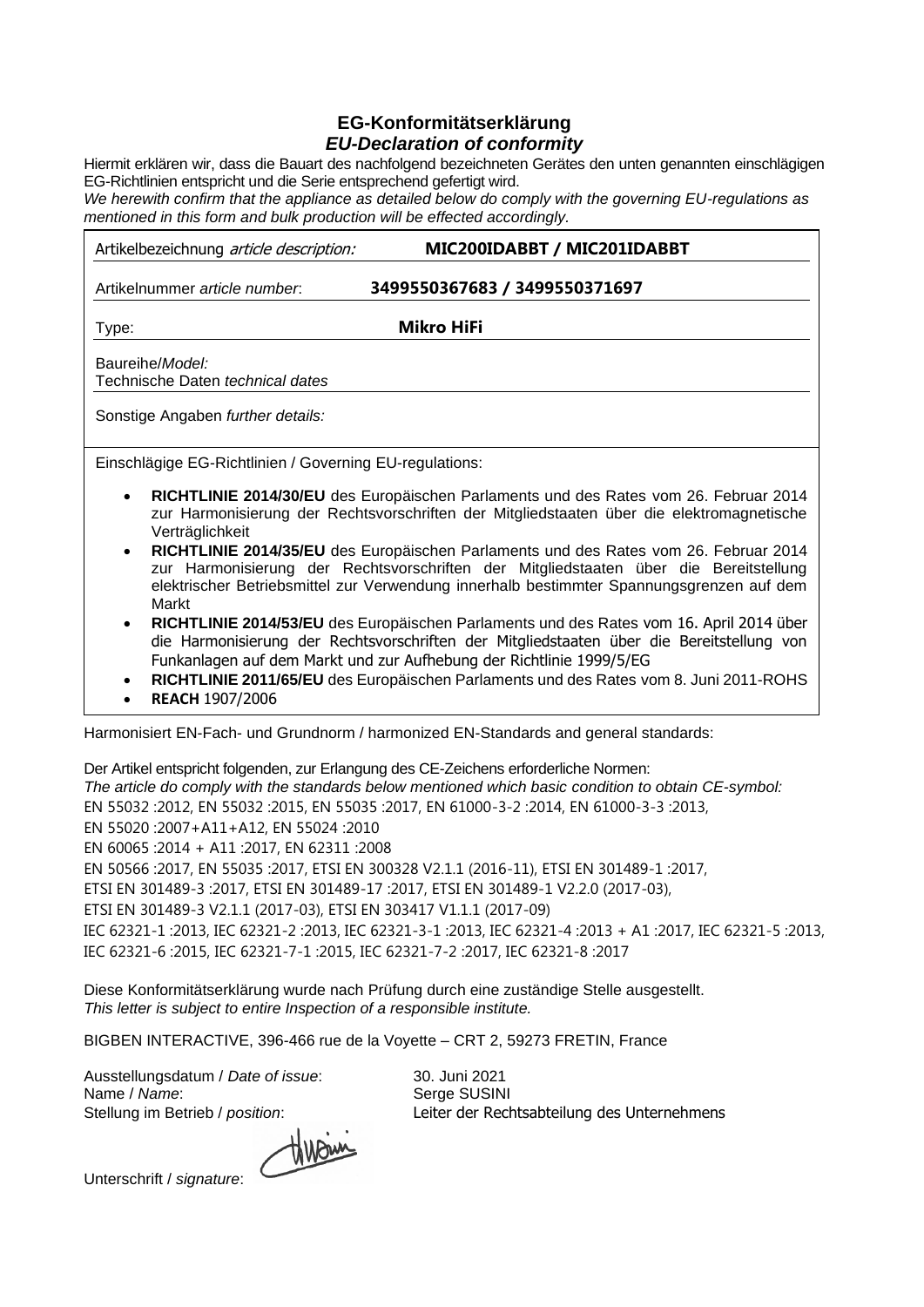# EG-Konformitätserklärung
## *EU-Declaration of conformity*

Hiermit erklären wir, dass die Bauart des nachfolgend bezeichneten Gerätes den unten genannten einschlägigen EG-Richtlinien entspricht und die Serie entsprechend gefertigt wird.
*We herewith confirm that the appliance as detailed below do comply with the governing EU-regulations as mentioned in this form and bulk production will be effected accordingly.*

| | |
|---|---|
| Artikelbezeichnung *article description:* | **MIC200IDABBT / MIC201IDABBT** |
| Artikelnummer *article number*: | **3499550367683 / 3499550371697** |
| Type: | **Mikro HiFi** |
| Baureihe/*Model:* Technische Daten *technical dates* | |
| Sonstige Angaben *further details:* | |

Einschlägige EG-Richtlinien / Governing EU-regulations:

- **RICHTLINIE 2014/30/EU** des Europäischen Parlaments und des Rates vom 26. Februar 2014 zur Harmonisierung der Rechtsvorschriften der Mitgliedstaaten über die elektromagnetische Verträglichkeit
- **RICHTLINIE 2014/35/EU** des Europäischen Parlaments und des Rates vom 26. Februar 2014 zur Harmonisierung der Rechtsvorschriften der Mitgliedstaaten über die Bereitstellung elektrischer Betriebsmittel zur Verwendung innerhalb bestimmter Spannungsgrenzen auf dem Markt
- **RICHTLINIE 2014/53/EU** des Europäischen Parlaments und des Rates vom 16. April 2014 über die Harmonisierung der Rechtsvorschriften der Mitgliedstaaten über die Bereitstellung von Funkanlagen auf dem Markt und zur Aufhebung der Richtlinie 1999/5/EG
- **RICHTLINIE 2011/65/EU** des Europäischen Parlaments und des Rates vom 8. Juni 2011-ROHS
- **REACH** 1907/2006

Harmonisiert EN-Fach- und Grundnorm / harmonized EN-Standards and general standards:

Der Artikel entspricht folgenden, zur Erlangung des CE-Zeichens erforderliche Normen:
*The article do comply with the standards below mentioned which basic condition to obtain CE-symbol:*
EN 55032 :2012, EN 55032 :2015, EN 55035 :2017, EN 61000-3-2 :2014, EN 61000-3-3 :2013,
EN 55020 :2007+A11+A12, EN 55024 :2010
EN 60065 :2014 + A11 :2017, EN 62311 :2008
EN 50566 :2017, EN 55035 :2017, ETSI EN 300328 V2.1.1 (2016-11), ETSI EN 301489-1 :2017,
ETSI EN 301489-3 :2017, ETSI EN 301489-17 :2017, ETSI EN 301489-1 V2.2.0 (2017-03),
ETSI EN 301489-3 V2.1.1 (2017-03), ETSI EN 303417 V1.1.1 (2017-09)
IEC 62321-1 :2013, IEC 62321-2 :2013, IEC 62321-3-1 :2013, IEC 62321-4 :2013 + A1 :2017, IEC 62321-5 :2013,
IEC 62321-6 :2015, IEC 62321-7-1 :2015, IEC 62321-7-2 :2017, IEC 62321-8 :2017

Diese Konformitätserklärung wurde nach Prüfung durch eine zuständige Stelle ausgestellt.
*This letter is subject to entire Inspection of a responsible institute.*

BIGBEN INTERACTIVE, 396-466 rue de la Voyette – CRT 2, 59273 FRETIN, France

Ausstellungsdatum / *Date of issue*: 30. Juni 2021
Name / *Name*: Serge SUSINI
Stellung im Betrieb / *position*: Leiter der Rechtsabteilung des Unternehmens

Unterschrift / *signature*: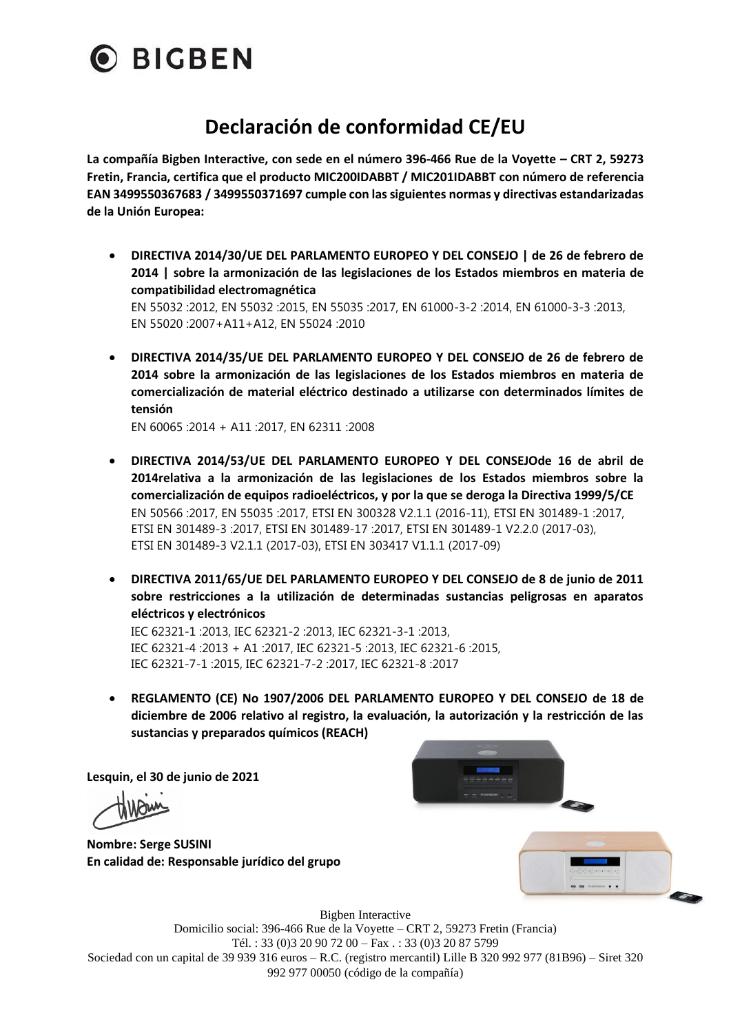# BIGBEN

## Declaración de conformidad CE/EU

**La compañía Bigben Interactive, con sede en el número 396-466 Rue de la Voyette – CRT 2, 59273 Fretin, Francia, certifica que el producto MIC200IDABBT / MIC201IDABBT con número de referencia EAN 3499550367683 / 3499550371697 cumple con las siguientes normas y directivas estandarizadas de la Unión Europea:**

- **DIRECTIVA 2014/30/UE DEL PARLAMENTO EUROPEO Y DEL CONSEJO | de 26 de febrero de 2014 | sobre la armonización de las legislaciones de los Estados miembros en materia de compatibilidad electromagnética**
  EN 55032 :2012, EN 55032 :2015, EN 55035 :2017, EN 61000-3-2 :2014, EN 61000-3-3 :2013, EN 55020 :2007+A11+A12, EN 55024 :2010

- **DIRECTIVA 2014/35/UE DEL PARLAMENTO EUROPEO Y DEL CONSEJO de 26 de febrero de 2014 sobre la armonización de las legislaciones de los Estados miembros en materia de comercialización de material eléctrico destinado a utilizarse con determinados límites de tensión**
  EN 60065 :2014 + A11 :2017, EN 62311 :2008

- **DIRECTIVA 2014/53/UE DEL PARLAMENTO EUROPEO Y DEL CONSEJOde 16 de abril de 2014relativa a la armonización de las legislaciones de los Estados miembros sobre la comercialización de equipos radioeléctricos, y por la que se deroga la Directiva 1999/5/CE**
  EN 50566 :2017, EN 55035 :2017, ETSI EN 300328 V2.1.1 (2016-11), ETSI EN 301489-1 :2017, ETSI EN 301489-3 :2017, ETSI EN 301489-17 :2017, ETSI EN 301489-1 V2.2.0 (2017-03), ETSI EN 301489-3 V2.1.1 (2017-03), ETSI EN 303417 V1.1.1 (2017-09)

- **DIRECTIVA 2011/65/UE DEL PARLAMENTO EUROPEO Y DEL CONSEJO de 8 de junio de 2011 sobre restricciones a la utilización de determinadas sustancias peligrosas en aparatos eléctricos y electrónicos**
  IEC 62321-1 :2013, IEC 62321-2 :2013, IEC 62321-3-1 :2013, IEC 62321-4 :2013 + A1 :2017, IEC 62321-5 :2013, IEC 62321-6 :2015, IEC 62321-7-1 :2015, IEC 62321-7-2 :2017, IEC 62321-8 :2017

- **REGLAMENTO (CE) No 1907/2006 DEL PARLAMENTO EUROPEO Y DEL CONSEJO de 18 de diciembre de 2006 relativo al registro, la evaluación, la autorización y la restricción de las sustancias y preparados químicos (REACH)**

**Lesquin, el 30 de junio de 2021**

**Nombre: Serge SUSINI**
**En calidad de: Responsable jurídico del grupo**

Bigben Interactive
Domicilio social: 396-466 Rue de la Voyette – CRT 2, 59273 Fretin (Francia)
Tél. : 33 (0)3 20 90 72 00 – Fax . : 33 (0)3 20 87 5799
Sociedad con un capital de 39 939 316 euros – R.C. (registro mercantil) Lille B 320 992 977 (81B96) – Siret 320 992 977 00050 (código de la compañía)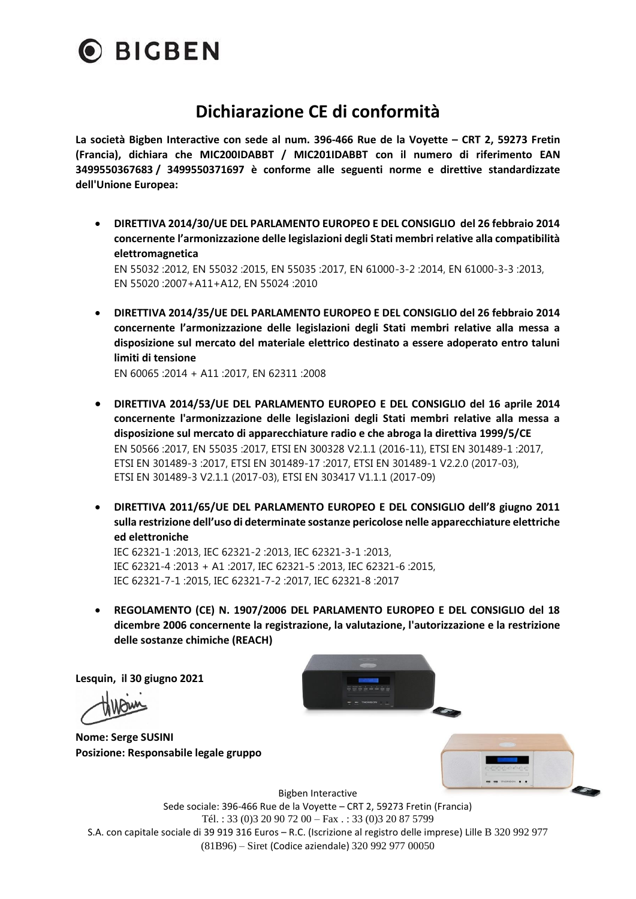# BIGBEN

## Dichiarazione CE di conformità

**La società Bigben Interactive con sede al num. 396-466 Rue de la Voyette – CRT 2, 59273 Fretin (Francia), dichiara che MIC200IDABBT / MIC201IDABBT con il numero di riferimento EAN 3499550367683 / 3499550371697 è conforme alle seguenti norme e direttive standardizzate dell'Unione Europea:**

- **DIRETTIVA 2014/30/UE DEL PARLAMENTO EUROPEO E DEL CONSIGLIO del 26 febbraio 2014 concernente l'armonizzazione delle legislazioni degli Stati membri relative alla compatibilità elettromagnetica**
  EN 55032 :2012, EN 55032 :2015, EN 55035 :2017, EN 61000-3-2 :2014, EN 61000-3-3 :2013, EN 55020 :2007+A11+A12, EN 55024 :2010

- **DIRETTIVA 2014/35/UE DEL PARLAMENTO EUROPEO E DEL CONSIGLIO del 26 febbraio 2014 concernente l'armonizzazione delle legislazioni degli Stati membri relative alla messa a disposizione sul mercato del materiale elettrico destinato a essere adoperato entro taluni limiti di tensione**
  EN 60065 :2014 + A11 :2017, EN 62311 :2008

- **DIRETTIVA 2014/53/UE DEL PARLAMENTO EUROPEO E DEL CONSIGLIO del 16 aprile 2014 concernente l'armonizzazione delle legislazioni degli Stati membri relative alla messa a disposizione sul mercato di apparecchiature radio e che abroga la direttiva 1999/5/CE**
  EN 50566 :2017, EN 55035 :2017, ETSI EN 300328 V2.1.1 (2016-11), ETSI EN 301489-1 :2017, ETSI EN 301489-3 :2017, ETSI EN 301489-17 :2017, ETSI EN 301489-1 V2.2.0 (2017-03), ETSI EN 301489-3 V2.1.1 (2017-03), ETSI EN 303417 V1.1.1 (2017-09)

- **DIRETTIVA 2011/65/UE DEL PARLAMENTO EUROPEO E DEL CONSIGLIO dell'8 giugno 2011 sulla restrizione dell'uso di determinate sostanze pericolose nelle apparecchiature elettriche ed elettroniche**
  IEC 62321-1 :2013, IEC 62321-2 :2013, IEC 62321-3-1 :2013, IEC 62321-4 :2013 + A1 :2017, IEC 62321-5 :2013, IEC 62321-6 :2015, IEC 62321-7-1 :2015, IEC 62321-7-2 :2017, IEC 62321-8 :2017

- **REGOLAMENTO (CE) N. 1907/2006 DEL PARLAMENTO EUROPEO E DEL CONSIGLIO del 18 dicembre 2006 concernente la registrazione, la valutazione, l'autorizzazione e la restrizione delle sostanze chimiche (REACH)**

**Lesquin, il 30 giugno 2021**

**Nome: Serge SUSINI**
**Posizione: Responsabile legale gruppo**

Bigben Interactive
Sede sociale: 396-466 Rue de la Voyette – CRT 2, 59273 Fretin (Francia)
Tél. : 33 (0)3 20 90 72 00 – Fax . : 33 (0)3 20 87 5799
S.A. con capitale sociale di 39 919 316 Euros – R.C. (Iscrizione al registro delle imprese) Lille B 320 992 977 (81B96) – Siret (Codice aziendale) 320 992 977 00050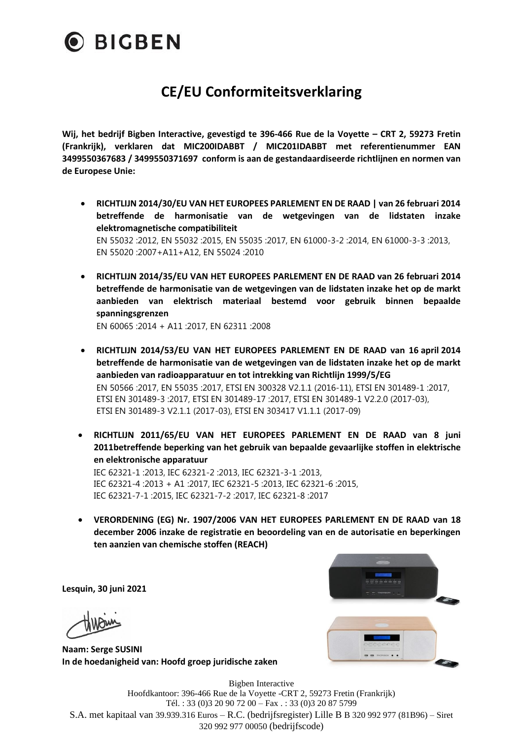BIGBEN

# CE/EU Conformiteitsverklaring

**Wij, het bedrijf Bigben Interactive, gevestigd te 396-466 Rue de la Voyette – CRT 2, 59273 Fretin (Frankrijk), verklaren dat MIC200IDABBT / MIC201IDABBT met referentienummer EAN 3499550367683 / 3499550371697 conform is aan de gestandaardiseerde richtlijnen en normen van de Europese Unie:**

- **RICHTLIJN 2014/30/EU VAN HET EUROPEES PARLEMENT EN DE RAAD | van 26 februari 2014 betreffende de harmonisatie van de wetgevingen van de lidstaten inzake elektromagnetische compatibiliteit**
  EN 55032 :2012, EN 55032 :2015, EN 55035 :2017, EN 61000-3-2 :2014, EN 61000-3-3 :2013, EN 55020 :2007+A11+A12, EN 55024 :2010

- **RICHTLIJN 2014/35/EU VAN HET EUROPEES PARLEMENT EN DE RAAD van 26 februari 2014 betreffende de harmonisatie van de wetgevingen van de lidstaten inzake het op de markt aanbieden van elektrisch materiaal bestemd voor gebruik binnen bepaalde spanningsgrenzen**
  EN 60065 :2014 + A11 :2017, EN 62311 :2008

- **RICHTLIJN 2014/53/EU VAN HET EUROPEES PARLEMENT EN DE RAAD van 16 april 2014 betreffende de harmonisatie van de wetgevingen van de lidstaten inzake het op de markt aanbieden van radioapparatuur en tot intrekking van Richtlijn 1999/5/EG**
  EN 50566 :2017, EN 55035 :2017, ETSI EN 300328 V2.1.1 (2016-11), ETSI EN 301489-1 :2017, ETSI EN 301489-3 :2017, ETSI EN 301489-17 :2017, ETSI EN 301489-1 V2.2.0 (2017-03), ETSI EN 301489-3 V2.1.1 (2017-03), ETSI EN 303417 V1.1.1 (2017-09)

- **RICHTLIJN 2011/65/EU VAN HET EUROPEES PARLEMENT EN DE RAAD van 8 juni 2011betreffende beperking van het gebruik van bepaalde gevaarlijke stoffen in elektrische en elektronische apparatuur**
  IEC 62321-1 :2013, IEC 62321-2 :2013, IEC 62321-3-1 :2013, IEC 62321-4 :2013 + A1 :2017, IEC 62321-5 :2013, IEC 62321-6 :2015, IEC 62321-7-1 :2015, IEC 62321-7-2 :2017, IEC 62321-8 :2017

- **VERORDENING (EG) Nr. 1907/2006 VAN HET EUROPEES PARLEMENT EN DE RAAD van 18 december 2006 inzake de registratie en beoordeling van en de autorisatie en beperkingen ten aanzien van chemische stoffen (REACH)**

**Lesquin, 30 juni 2021**

**Naam: Serge SUSINI**
**In de hoedanigheid van: Hoofd groep juridische zaken**

Bigben Interactive
Hoofdkantoor: 396-466 Rue de la Voyette -CRT 2, 59273 Fretin (Frankrijk)
Tél. : 33 (0)3 20 90 72 00 – Fax . : 33 (0)3 20 87 5799
S.A. met kapitaal van 39.939.316 Euros – R.C. (bedrijfsregister) Lille B B 320 992 977 (81B96) – Siret 320 992 977 00050 (bedrijfscode)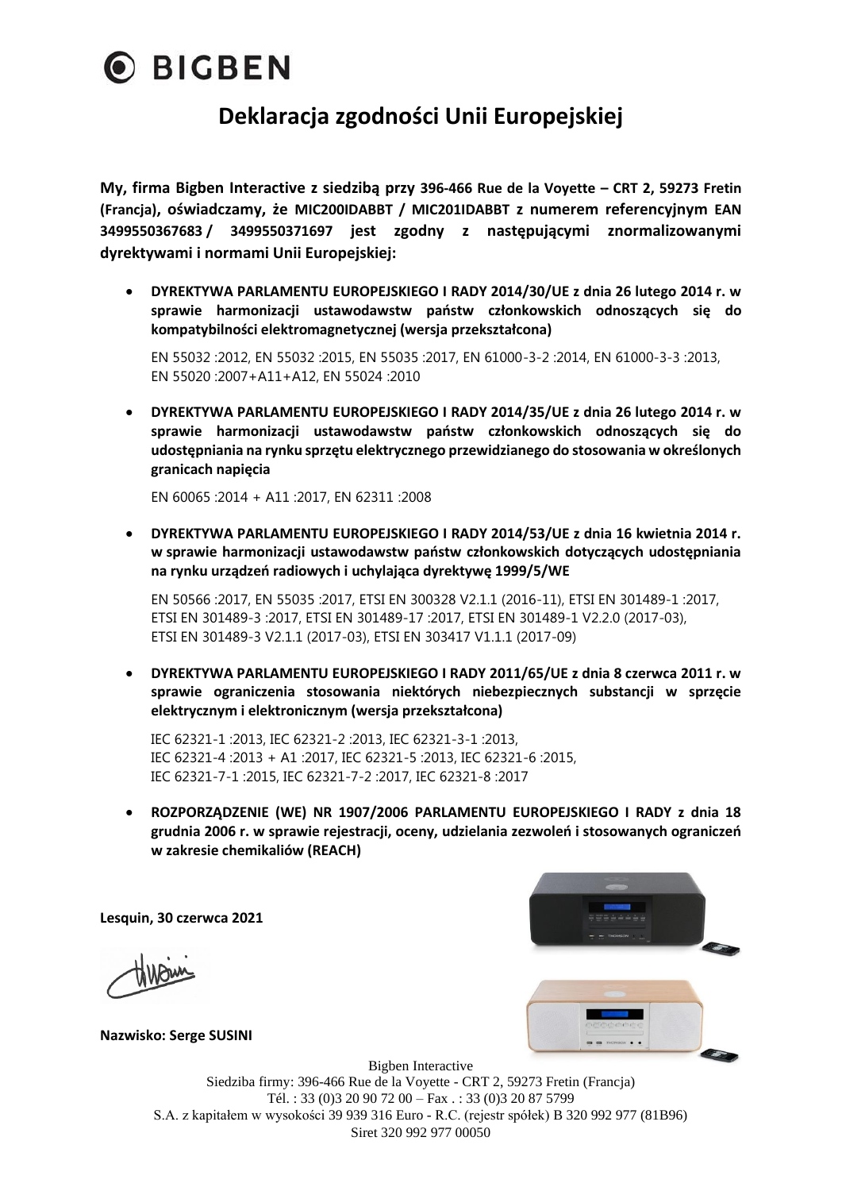# BIGBEN

## Deklaracja zgodności Unii Europejskiej

**My, firma Bigben Interactive z siedzibą przy 396-466 Rue de la Voyette – CRT 2, 59273 Fretin (Francja), oświadczamy, że MIC200IDABBT / MIC201IDABBT z numerem referencyjnym EAN 3499550367683 / 3499550371697 jest zgodny z następującymi znormalizowanymi dyrektywami i normami Unii Europejskiej:**

- **DYREKTYWA PARLAMENTU EUROPEJSKIEGO I RADY 2014/30/UE z dnia 26 lutego 2014 r. w sprawie harmonizacji ustawodawstw państw członkowskich odnoszących się do kompatybilności elektromagnetycznej (wersja przekształcona)**

  EN 55032 :2012, EN 55032 :2015, EN 55035 :2017, EN 61000-3-2 :2014, EN 61000-3-3 :2013, EN 55020 :2007+A11+A12, EN 55024 :2010

- **DYREKTYWA PARLAMENTU EUROPEJSKIEGO I RADY 2014/35/UE z dnia 26 lutego 2014 r. w sprawie harmonizacji ustawodawstw państw członkowskich odnoszących się do udostępniania na rynku sprzętu elektrycznego przewidzianego do stosowania w określonych granicach napięcia**

  EN 60065 :2014 + A11 :2017, EN 62311 :2008

- **DYREKTYWA PARLAMENTU EUROPEJSKIEGO I RADY 2014/53/UE z dnia 16 kwietnia 2014 r. w sprawie harmonizacji ustawodawstw państw członkowskich dotyczących udostępniania na rynku urządzeń radiowych i uchylająca dyrektywę 1999/5/WE**

  EN 50566 :2017, EN 55035 :2017, ETSI EN 300328 V2.1.1 (2016-11), ETSI EN 301489-1 :2017, ETSI EN 301489-3 :2017, ETSI EN 301489-17 :2017, ETSI EN 301489-1 V2.2.0 (2017-03), ETSI EN 301489-3 V2.1.1 (2017-03), ETSI EN 303417 V1.1.1 (2017-09)

- **DYREKTYWA PARLAMENTU EUROPEJSKIEGO I RADY 2011/65/UE z dnia 8 czerwca 2011 r. w sprawie ograniczenia stosowania niektórych niebezpiecznych substancji w sprzęcie elektrycznym i elektronicznym (wersja przekształcona)**

  IEC 62321-1 :2013, IEC 62321-2 :2013, IEC 62321-3-1 :2013, IEC 62321-4 :2013 + A1 :2017, IEC 62321-5 :2013, IEC 62321-6 :2015, IEC 62321-7-1 :2015, IEC 62321-7-2 :2017, IEC 62321-8 :2017

- **ROZPORZĄDZENIE (WE) NR 1907/2006 PARLAMENTU EUROPEJSKIEGO I RADY z dnia 18 grudnia 2006 r. w sprawie rejestracji, oceny, udzielania zezwoleń i stosowanych ograniczeń w zakresie chemikaliów (REACH)**

**Lesquin, 30 czerwca 2021**

**Nazwisko: Serge SUSINI**

Bigben Interactive
Siedziba firmy: 396-466 Rue de la Voyette - CRT 2, 59273 Fretin (Francja)
Tél. : 33 (0)3 20 90 72 00 – Fax . : 33 (0)3 20 87 5799
S.A. z kapitałem w wysokości 39 939 316 Euro - R.C. (rejestr spółek) B 320 992 977 (81B96)
Siret 320 992 977 00050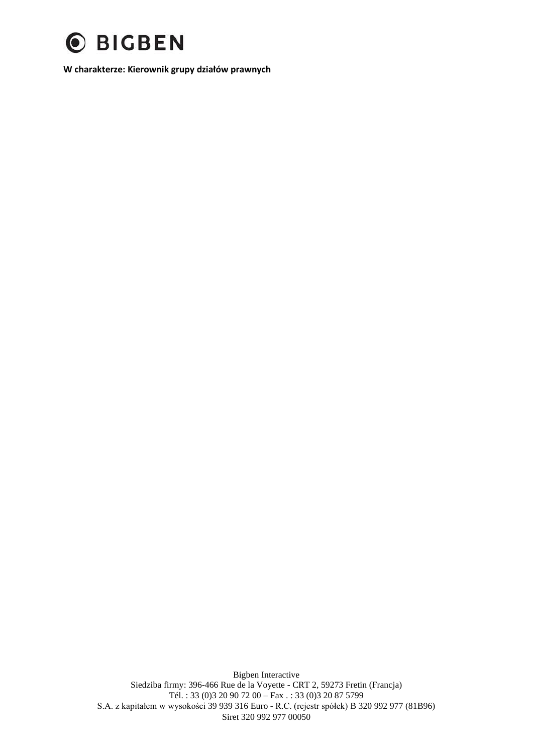**W charakterze: Kierownik grupy działów prawnych**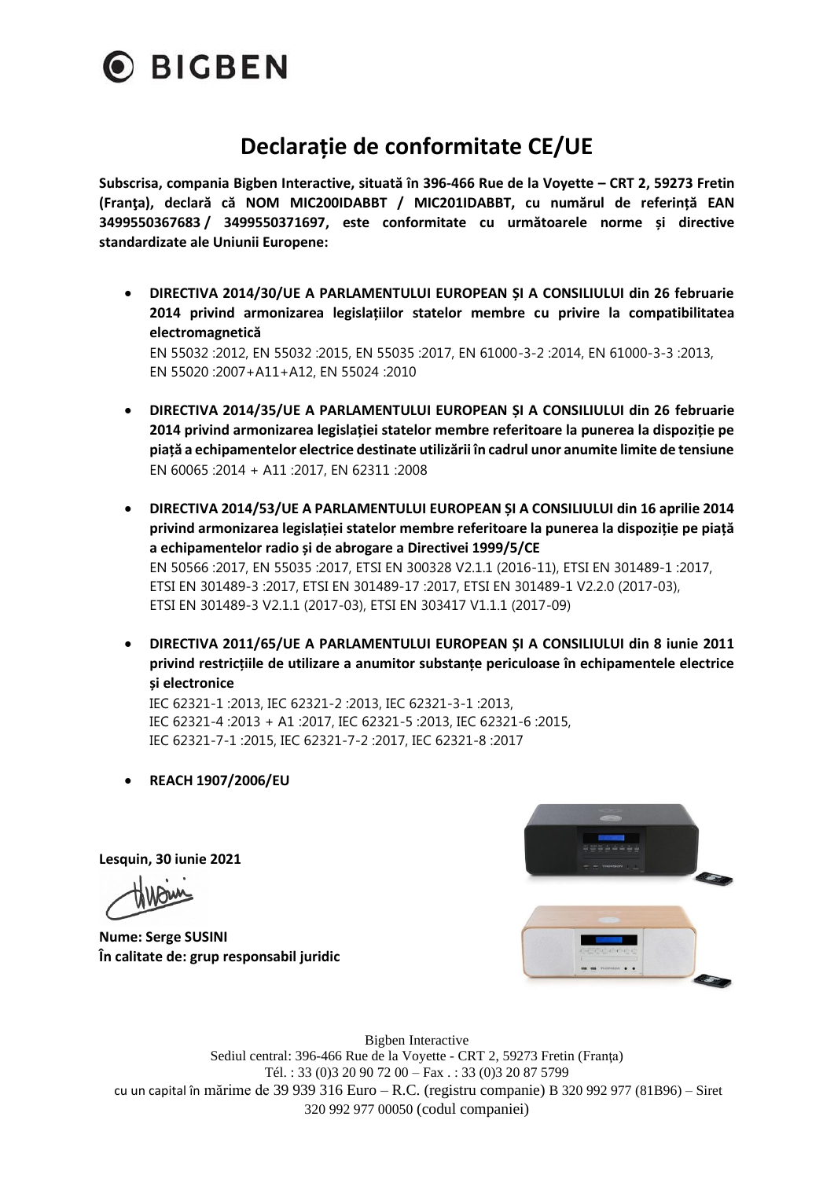# BIGBEN

## Declarație de conformitate CE/UE

**Subscrisa, compania Bigben Interactive, situată în 396-466 Rue de la Voyette – CRT 2, 59273 Fretin (Franţa), declară că NOM MIC200IDABBT / MIC201IDABBT, cu numărul de referință EAN 3499550367683 / 3499550371697, este conformitate cu următoarele norme și directive standardizate ale Uniunii Europene:**

- **DIRECTIVA 2014/30/UE A PARLAMENTULUI EUROPEAN ȘI A CONSILIULUI din 26 februarie 2014 privind armonizarea legislațiilor statelor membre cu privire la compatibilitatea electromagnetică**
  EN 55032 :2012, EN 55032 :2015, EN 55035 :2017, EN 61000-3-2 :2014, EN 61000-3-3 :2013, EN 55020 :2007+A11+A12, EN 55024 :2010

- **DIRECTIVA 2014/35/UE A PARLAMENTULUI EUROPEAN ȘI A CONSILIULUI din 26 februarie 2014 privind armonizarea legislației statelor membre referitoare la punerea la dispoziție pe piață a echipamentelor electrice destinate utilizării în cadrul unor anumite limite de tensiune**
  EN 60065 :2014 + A11 :2017, EN 62311 :2008

- **DIRECTIVA 2014/53/UE A PARLAMENTULUI EUROPEAN ȘI A CONSILIULUI din 16 aprilie 2014 privind armonizarea legislației statelor membre referitoare la punerea la dispoziție pe piață a echipamentelor radio și de abrogare a Directivei 1999/5/CE**
  EN 50566 :2017, EN 55035 :2017, ETSI EN 300328 V2.1.1 (2016-11), ETSI EN 301489-1 :2017, ETSI EN 301489-3 :2017, ETSI EN 301489-17 :2017, ETSI EN 301489-1 V2.2.0 (2017-03), ETSI EN 301489-3 V2.1.1 (2017-03), ETSI EN 303417 V1.1.1 (2017-09)

- **DIRECTIVA 2011/65/UE A PARLAMENTULUI EUROPEAN ȘI A CONSILIULUI din 8 iunie 2011 privind restricțiile de utilizare a anumitor substanțe periculoase în echipamentele electrice și electronice**
  IEC 62321-1 :2013, IEC 62321-2 :2013, IEC 62321-3-1 :2013, IEC 62321-4 :2013 + A1 :2017, IEC 62321-5 :2013, IEC 62321-6 :2015, IEC 62321-7-1 :2015, IEC 62321-7-2 :2017, IEC 62321-8 :2017

- **REACH 1907/2006/EU**

**Lesquin, 30 iunie 2021**

**Nume: Serge SUSINI**
**În calitate de: grup responsabil juridic**

Bigben Interactive
Sediul central: 396-466 Rue de la Voyette - CRT 2, 59273 Fretin (Franța)
Tél. : 33 (0)3 20 90 72 00 – Fax . : 33 (0)3 20 87 5799
cu un capital în mărime de 39 939 316 Euro – R.C. (registru companie) B 320 992 977 (81B96) – Siret 320 992 977 00050 (codul companiei)